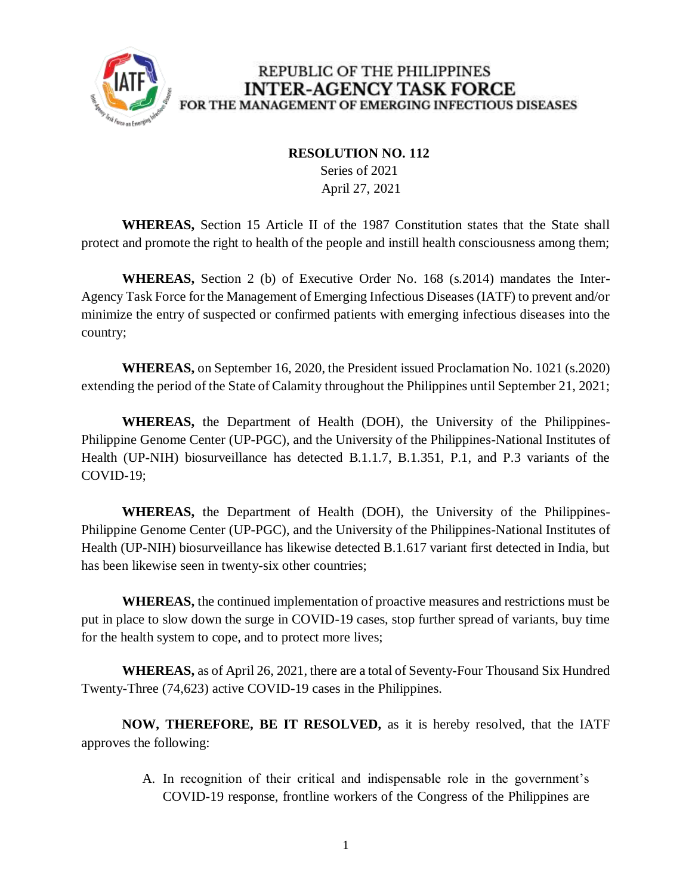REPUBLIC OF THE PHILIPPINES
**INTER-AGENCY TASK FORCE**
FOR THE MANAGEMENT OF EMERGING INFECTIOUS DISEASES

**RESOLUTION NO. 112**
Series of 2021
April 27, 2021

**WHEREAS,** Section 15 Article II of the 1987 Constitution states that the State shall protect and promote the right to health of the people and instill health consciousness among them;

**WHEREAS,** Section 2 (b) of Executive Order No. 168 (s.2014) mandates the Inter-Agency Task Force for the Management of Emerging Infectious Diseases (IATF) to prevent and/or minimize the entry of suspected or confirmed patients with emerging infectious diseases into the country;

**WHEREAS,** on September 16, 2020, the President issued Proclamation No. 1021 (s.2020) extending the period of the State of Calamity throughout the Philippines until September 21, 2021;

**WHEREAS,** the Department of Health (DOH), the University of the Philippines-Philippine Genome Center (UP-PGC), and the University of the Philippines-National Institutes of Health (UP-NIH) biosurveillance has detected B.1.1.7, B.1.351, P.1, and P.3 variants of the COVID-19;

**WHEREAS,** the Department of Health (DOH), the University of the Philippines-Philippine Genome Center (UP-PGC), and the University of the Philippines-National Institutes of Health (UP-NIH) biosurveillance has likewise detected B.1.617 variant first detected in India, but has been likewise seen in twenty-six other countries;

**WHEREAS,** the continued implementation of proactive measures and restrictions must be put in place to slow down the surge in COVID-19 cases, stop further spread of variants, buy time for the health system to cope, and to protect more lives;

**WHEREAS,** as of April 26, 2021, there are a total of Seventy-Four Thousand Six Hundred Twenty-Three (74,623) active COVID-19 cases in the Philippines.

**NOW, THEREFORE, BE IT RESOLVED,** as it is hereby resolved, that the IATF approves the following:

A. In recognition of their critical and indispensable role in the government's COVID-19 response, frontline workers of the Congress of the Philippines are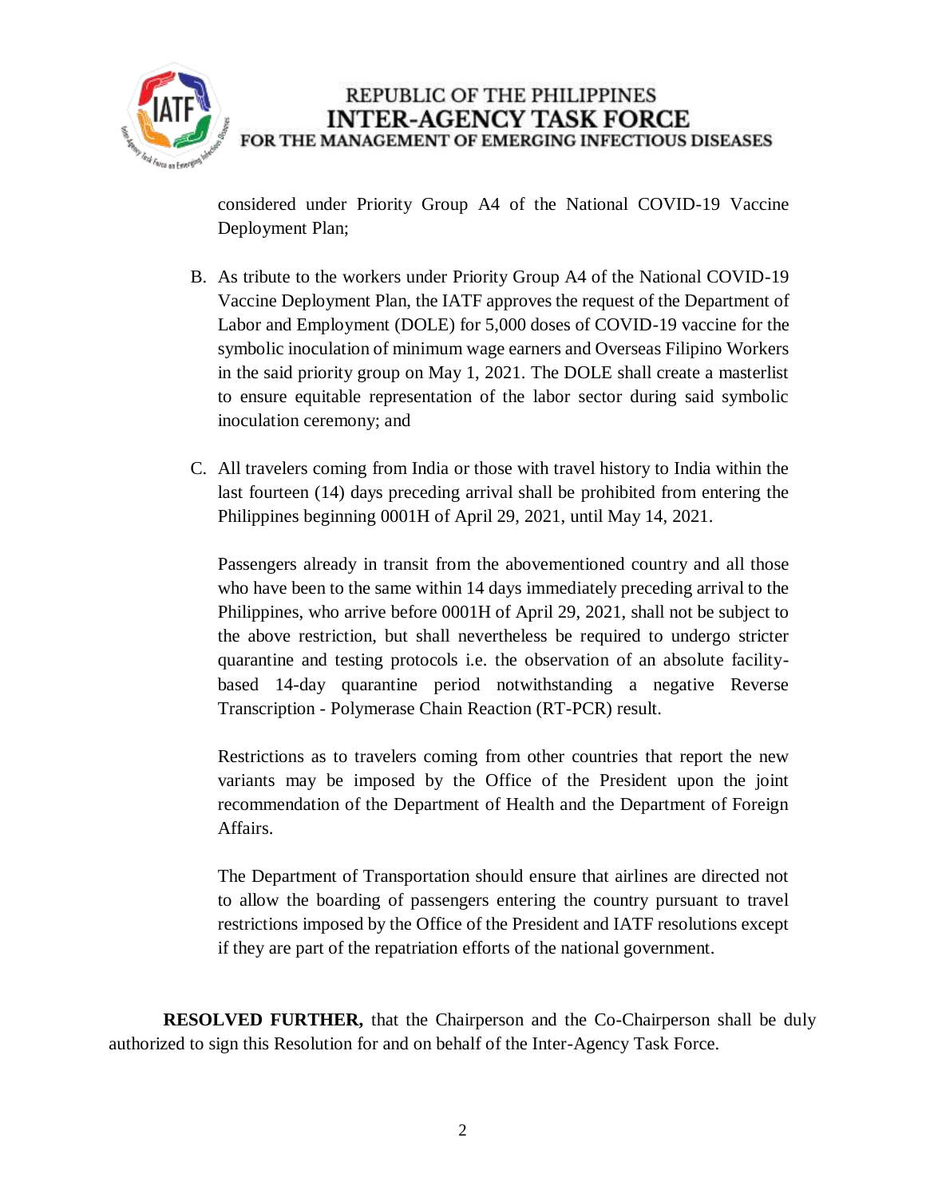considered under Priority Group A4 of the National COVID-19 Vaccine Deployment Plan;

B. As tribute to the workers under Priority Group A4 of the National COVID-19 Vaccine Deployment Plan, the IATF approves the request of the Department of Labor and Employment (DOLE) for 5,000 doses of COVID-19 vaccine for the symbolic inoculation of minimum wage earners and Overseas Filipino Workers in the said priority group on May 1, 2021. The DOLE shall create a masterlist to ensure equitable representation of the labor sector during said symbolic inoculation ceremony; and

C. All travelers coming from India or those with travel history to India within the last fourteen (14) days preceding arrival shall be prohibited from entering the Philippines beginning 0001H of April 29, 2021, until May 14, 2021.

   Passengers already in transit from the abovementioned country and all those who have been to the same within 14 days immediately preceding arrival to the Philippines, who arrive before 0001H of April 29, 2021, shall not be subject to the above restriction, but shall nevertheless be required to undergo stricter quarantine and testing protocols i.e. the observation of an absolute facility-based 14-day quarantine period notwithstanding a negative Reverse Transcription - Polymerase Chain Reaction (RT-PCR) result.

   Restrictions as to travelers coming from other countries that report the new variants may be imposed by the Office of the President upon the joint recommendation of the Department of Health and the Department of Foreign Affairs.

   The Department of Transportation should ensure that airlines are directed not to allow the boarding of passengers entering the country pursuant to travel restrictions imposed by the Office of the President and IATF resolutions except if they are part of the repatriation efforts of the national government.

**RESOLVED FURTHER,** that the Chairperson and the Co-Chairperson shall be duly authorized to sign this Resolution for and on behalf of the Inter-Agency Task Force.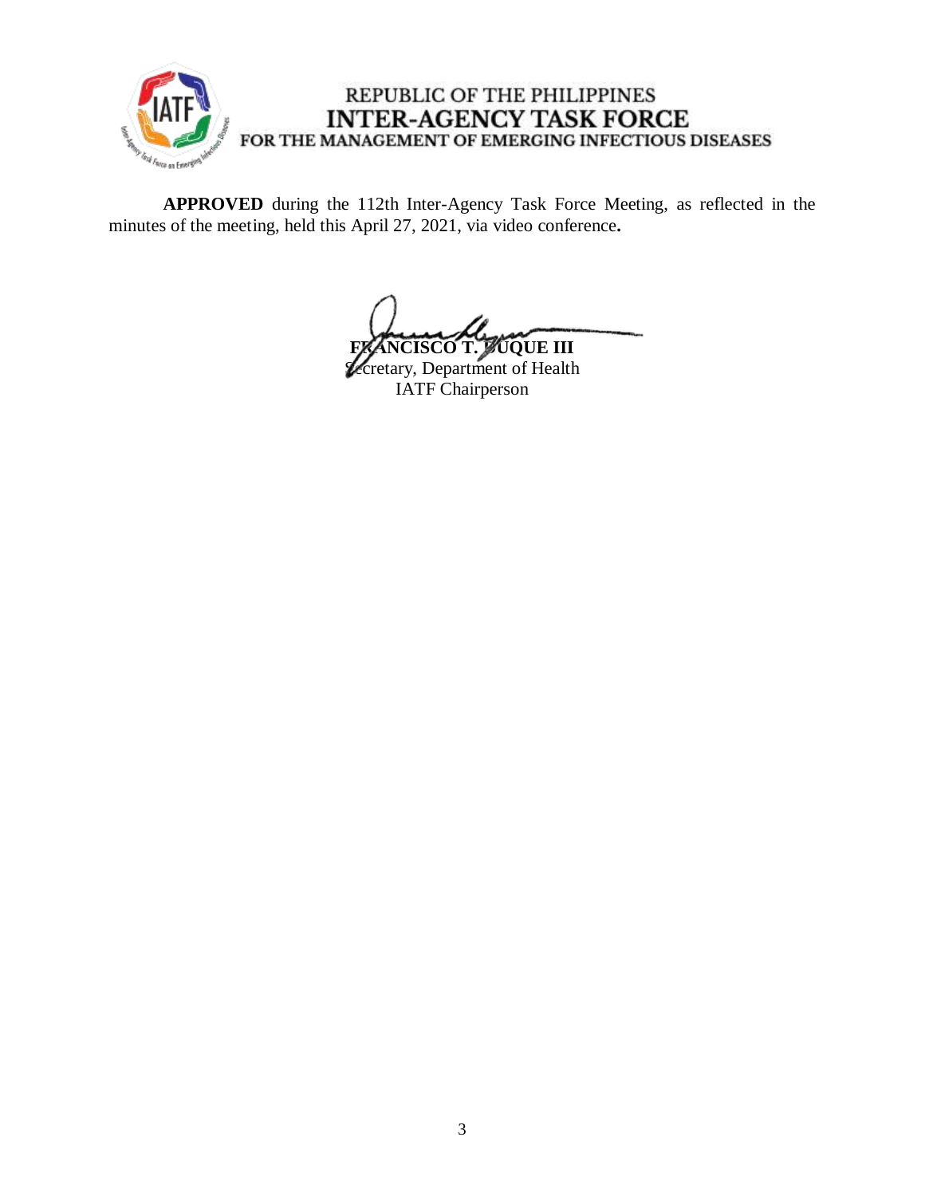REPUBLIC OF THE PHILIPPINES
**INTER-AGENCY TASK FORCE**
**FOR THE MANAGEMENT OF EMERGING INFECTIOUS DISEASES**

**APPROVED** during the 112th Inter-Agency Task Force Meeting, as reflected in the minutes of the meeting, held this April 27, 2021, via video conference**.**

**FRANCISCO T. DUQUE III**
Secretary, Department of Health
IATF Chairperson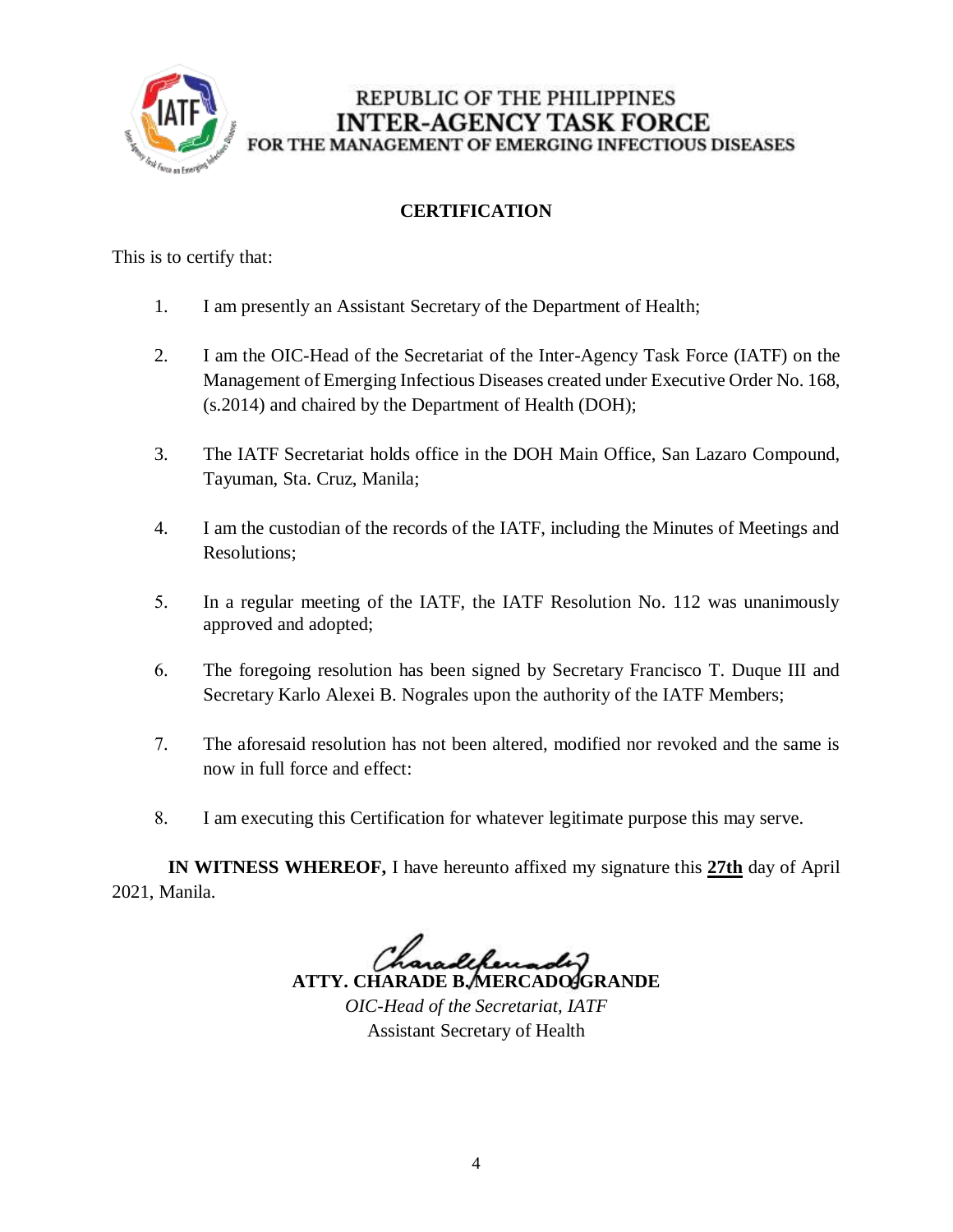REPUBLIC OF THE PHILIPPINES
**INTER-AGENCY TASK FORCE**
FOR THE MANAGEMENT OF EMERGING INFECTIOUS DISEASES

## CERTIFICATION

This is to certify that:

1. I am presently an Assistant Secretary of the Department of Health;

2. I am the OIC-Head of the Secretariat of the Inter-Agency Task Force (IATF) on the Management of Emerging Infectious Diseases created under Executive Order No. 168, (s.2014) and chaired by the Department of Health (DOH);

3. The IATF Secretariat holds office in the DOH Main Office, San Lazaro Compound, Tayuman, Sta. Cruz, Manila;

4. I am the custodian of the records of the IATF, including the Minutes of Meetings and Resolutions;

5. In a regular meeting of the IATF, the IATF Resolution No. 112 was unanimously approved and adopted;

6. The foregoing resolution has been signed by Secretary Francisco T. Duque III and Secretary Karlo Alexei B. Nograles upon the authority of the IATF Members;

7. The aforesaid resolution has not been altered, modified nor revoked and the same is now in full force and effect:

8. I am executing this Certification for whatever legitimate purpose this may serve.

**IN WITNESS WHEREOF,** I have hereunto affixed my signature this **27th** day of April 2021, Manila.

**ATTY. CHARADE B. MERCADO-GRANDE**
*OIC-Head of the Secretariat, IATF*
Assistant Secretary of Health